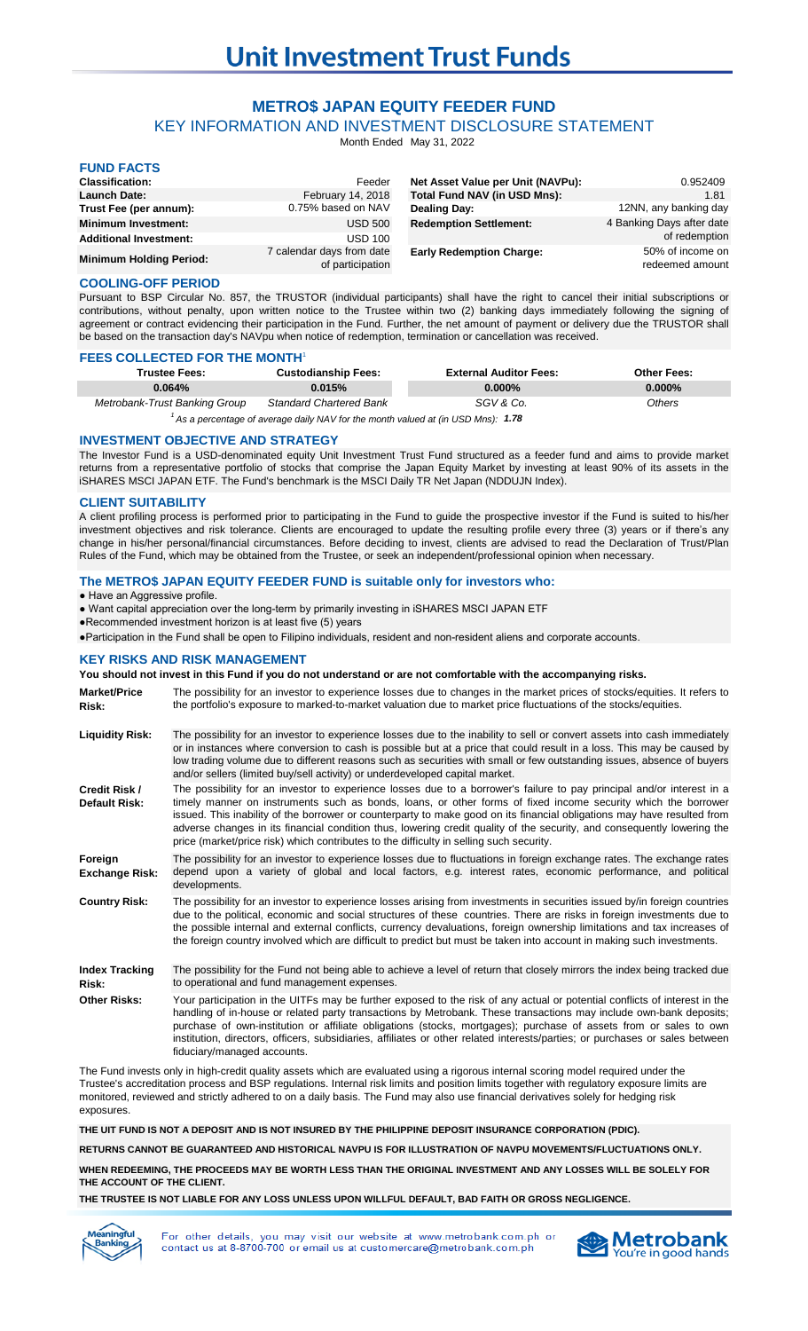# Unit Investment Trust Funds

## METRO$ JAPAN EQUITY FEEDER FUND

### KEY INFORMATION AND INVESTMENT DISCLOSURE STATEMENT

Month Ended May 31, 2022

### FUND FACTS

| | | | |
|---|---|---|---|
| **Classification:** | Feeder | **Net Asset Value per Unit (NAVPu):** | 0.952409 |
| **Launch Date:** | February 14, 2018 | **Total Fund NAV (in USD Mns):** | 1.81 |
| **Trust Fee (per annum):** | 0.75% based on NAV | **Dealing Day:** | 12NN, any banking day |
| **Minimum Investment:** | USD 500 | **Redemption Settlement:** | 4 Banking Days after date of redemption |
| **Additional Investment:** | USD 100 | | |
| **Minimum Holding Period:** | 7 calendar days from date of participation | **Early Redemption Charge:** | 50% of income on redeemed amount |

### COOLING-OFF PERIOD

Pursuant to BSP Circular No. 857, the TRUSTOR (individual participants) shall have the right to cancel their initial subscriptions or contributions, without penalty, upon written notice to the Trustee within two (2) banking days immediately following the signing of agreement or contract evidencing their participation in the Fund. Further, the net amount of payment or delivery due the TRUSTOR shall be based on the transaction day's NAVpu when notice of redemption, termination or cancellation was received.

### FEES COLLECTED FOR THE MONTH[1]

| Trustee Fees: | Custodianship Fees: | External Auditor Fees: | Other Fees: |
|---|---|---|---|
| **0.064%** | **0.015%** | **0.000%** | **0.000%** |
| *Metrobank-Trust Banking Group* | *Standard Chartered Bank* | *SGV & Co.* | *Others* |

[1] *As a percentage of average daily NAV for the month valued at (in USD Mns):* ***1.78***

### INVESTMENT OBJECTIVE AND STRATEGY

The Investor Fund is a USD-denominated equity Unit Investment Trust Fund structured as a feeder fund and aims to provide market returns from a representative portfolio of stocks that comprise the Japan Equity Market by investing at least 90% of its assets in the iSHARES MSCI JAPAN ETF. The Fund's benchmark is the MSCI Daily TR Net Japan (NDDUJN Index).

### CLIENT SUITABILITY

A client profiling process is performed prior to participating in the Fund to guide the prospective investor if the Fund is suited to his/her investment objectives and risk tolerance. Clients are encouraged to update the resulting profile every three (3) years or if there's any change in his/her personal/financial circumstances. Before deciding to invest, clients are advised to read the Declaration of Trust/Plan Rules of the Fund, which may be obtained from the Trustee, or seek an independent/professional opinion when necessary.

### The METRO$ JAPAN EQUITY FEEDER FUND is suitable only for investors who:

- Have an Aggressive profile.
- Want capital appreciation over the long-term by primarily investing in iSHARES MSCI JAPAN ETF
- Recommended investment horizon is at least five (5) years
- Participation in the Fund shall be open to Filipino individuals, resident and non-resident aliens and corporate accounts.

### KEY RISKS AND RISK MANAGEMENT

**You should not invest in this Fund if you do not understand or are not comfortable with the accompanying risks.**

| | |
|---|---|
| **Market/Price Risk:** | The possibility for an investor to experience losses due to changes in the market prices of stocks/equities. It refers to the portfolio's exposure to marked-to-market valuation due to market price fluctuations of the stocks/equities. |
| **Liquidity Risk:** | The possibility for an investor to experience losses due to the inability to sell or convert assets into cash immediately or in instances where conversion to cash is possible but at a price that could result in a loss. This may be caused by low trading volume due to different reasons such as securities with small or few outstanding issues, absence of buyers and/or sellers (limited buy/sell activity) or underdeveloped capital market. |
| **Credit Risk / Default Risk:** | The possibility for an investor to experience losses due to a borrower's failure to pay principal and/or interest in a timely manner on instruments such as bonds, loans, or other forms of fixed income security which the borrower issued. This inability of the borrower or counterparty to make good on its financial obligations may have resulted from adverse changes in its financial condition thus, lowering credit quality of the security, and consequently lowering the price (market/price risk) which contributes to the difficulty in selling such security. |
| **Foreign Exchange Risk:** | The possibility for an investor to experience losses due to fluctuations in foreign exchange rates. The exchange rates depend upon a variety of global and local factors, e.g. interest rates, economic performance, and political developments. |
| **Country Risk:** | The possibility for an investor to experience losses arising from investments in securities issued by/in foreign countries due to the political, economic and social structures of these countries. There are risks in foreign investments due to the possible internal and external conflicts, currency devaluations, foreign ownership limitations and tax increases of the foreign country involved which are difficult to predict but must be taken into account in making such investments. |
| **Index Tracking Risk:** | The possibility for the Fund not being able to achieve a level of return that closely mirrors the index being tracked due to operational and fund management expenses. |
| **Other Risks:** | Your participation in the UITFs may be further exposed to the risk of any actual or potential conflicts of interest in the handling of in-house or related party transactions by Metrobank. These transactions may include own-bank deposits; purchase of own-institution or affiliate obligations (stocks, mortgages); purchase of assets from or sales to own institution, directors, officers, subsidiaries, affiliates or other related interests/parties; or purchases or sales between fiduciary/managed accounts. |

The Fund invests only in high-credit quality assets which are evaluated using a rigorous internal scoring model required under the Trustee's accreditation process and BSP regulations. Internal risk limits and position limits together with regulatory exposure limits are monitored, reviewed and strictly adhered to on a daily basis. The Fund may also use financial derivatives solely for hedging risk exposures.

**THE UIT FUND IS NOT A DEPOSIT AND IS NOT INSURED BY THE PHILIPPINE DEPOSIT INSURANCE CORPORATION (PDIC).**

**RETURNS CANNOT BE GUARANTEED AND HISTORICAL NAVPU IS FOR ILLUSTRATION OF NAVPU MOVEMENTS/FLUCTUATIONS ONLY.**

**WHEN REDEEMING, THE PROCEEDS MAY BE WORTH LESS THAN THE ORIGINAL INVESTMENT AND ANY LOSSES WILL BE SOLELY FOR THE ACCOUNT OF THE CLIENT.**

**THE TRUSTEE IS NOT LIABLE FOR ANY LOSS UNLESS UPON WILLFUL DEFAULT, BAD FAITH OR GROSS NEGLIGENCE.**

For other details, you may visit our website at www.metrobank.com.ph or contact us at 8-8700-700 or email us at customercare@metrobank.com.ph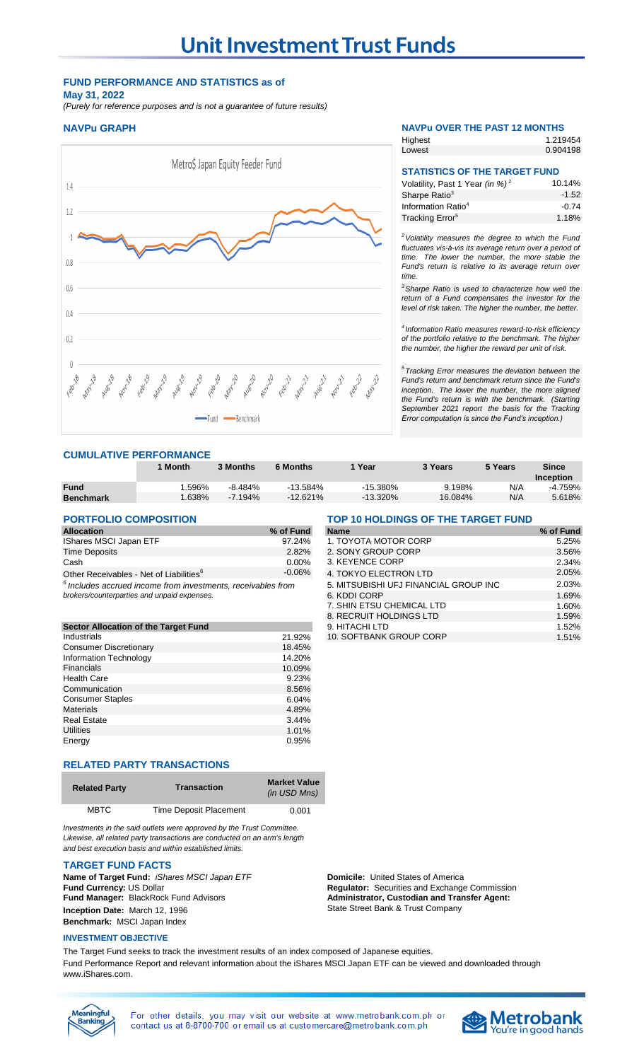# Unit Investment Trust Funds

**FUND PERFORMANCE AND STATISTICS as of May 31, 2022**

*(Purely for reference purposes and is not a guarantee of future results)*

### NAVPu GRAPH

Metro$ Japan Equity Feeder Fund

Fund — Benchmark

### NAVPu OVER THE PAST 12 MONTHS

| | |
|---|---|
| Highest | 1.219454 |
| Lowest | 0.904198 |

### STATISTICS OF THE TARGET FUND

| | |
|---|---|
| Volatility, Past 1 Year *(in %)* [2] | 10.14% |
| Sharpe Ratio[3] | -1.52 |
| Information Ratio[4] | -0.74 |
| Tracking Error[5] | 1.18% |

*[2] Volatility measures the degree to which the Fund fluctuates vis-à-vis its average return over a period of time. The lower the number, the more stable the Fund's return is relative to its average return over time.*

*[3] Sharpe Ratio is used to characterize how well the return of a Fund compensates the investor for the level of risk taken. The higher the number, the better.*

*[4] Information Ratio measures reward-to-risk efficiency of the portfolio relative to the benchmark. The higher the number, the higher the reward per unit of risk.*

*[5] Tracking Error measures the deviation between the Fund's return and benchmark return since the Fund's inception. The lower the number, the more aligned the Fund's return is with the benchmark. (Starting September 2021 report the basis for the Tracking Error computation is since the Fund's inception.)*

### CUMULATIVE PERFORMANCE

| | 1 Month | 3 Months | 6 Months | 1 Year | 3 Years | 5 Years | Since Inception |
|---|---|---|---|---|---|---|---|
| **Fund** | 1.596% | -8.484% | -13.584% | -15.380% | 9.198% | N/A | -4.759% |
| **Benchmark** | 1.638% | -7.194% | -12.621% | -13.320% | 16.084% | N/A | 5.618% |

### PORTFOLIO COMPOSITION

| Allocation | % of Fund |
|---|---|
| IShares MSCI Japan ETF | 97.24% |
| Time Deposits | 2.82% |
| Cash | 0.00% |
| Other Receivables - Net of Liabilities[6] | -0.06% |

*[6] Includes accrued income from investments, receivables from brokers/counterparties and unpaid expenses.*

| Sector Allocation of the Target Fund | |
|---|---|
| Industrials | 21.92% |
| Consumer Discretionary | 18.45% |
| Information Technology | 14.20% |
| Financials | 10.09% |
| Health Care | 9.23% |
| Communication | 8.56% |
| Consumer Staples | 6.04% |
| Materials | 4.89% |
| Real Estate | 3.44% |
| Utilities | 1.01% |
| Energy | 0.95% |

### TOP 10 HOLDINGS OF THE TARGET FUND

| Name | % of Fund |
|---|---|
| 1. TOYOTA MOTOR CORP | 5.25% |
| 2. SONY GROUP CORP | 3.56% |
| 3. KEYENCE CORP | 2.34% |
| 4. TOKYO ELECTRON LTD | 2.05% |
| 5. MITSUBISHI UFJ FINANCIAL GROUP INC | 2.03% |
| 6. KDDI CORP | 1.69% |
| 7. SHIN ETSU CHEMICAL LTD | 1.60% |
| 8. RECRUIT HOLDINGS LTD | 1.59% |
| 9. HITACHI LTD | 1.52% |
| 10. SOFTBANK GROUP CORP | 1.51% |

### RELATED PARTY TRANSACTIONS

| Related Party | Transaction | Market Value *(in USD Mns)* |
|---|---|---|
| MBTC | Time Deposit Placement | 0.001 |

*Investments in the said outlets were approved by the Trust Committee. Likewise, all related party transactions are conducted on an arm's length and best execution basis and within established limits.*

### TARGET FUND FACTS

**Name of Target Fund:** *iShares MSCI Japan ETF*
**Fund Currency:** US Dollar
**Fund Manager:** BlackRock Fund Advisors
**Inception Date:** March 12, 1996
**Benchmark:** MSCI Japan Index

**Domicile:** United States of America
**Regulator:** Securities and Exchange Commission
**Administrator, Custodian and Transfer Agent:** State Street Bank & Trust Company

### INVESTMENT OBJECTIVE

The Target Fund seeks to track the investment results of an index composed of Japanese equities.

Fund Performance Report and relevant information about the iShares MSCI Japan ETF can be viewed and downloaded through www.iShares.com.

For other details, you may visit our website at www.metrobank.com.ph or contact us at 8-8700-700 or email us at customercare@metrobank.com.ph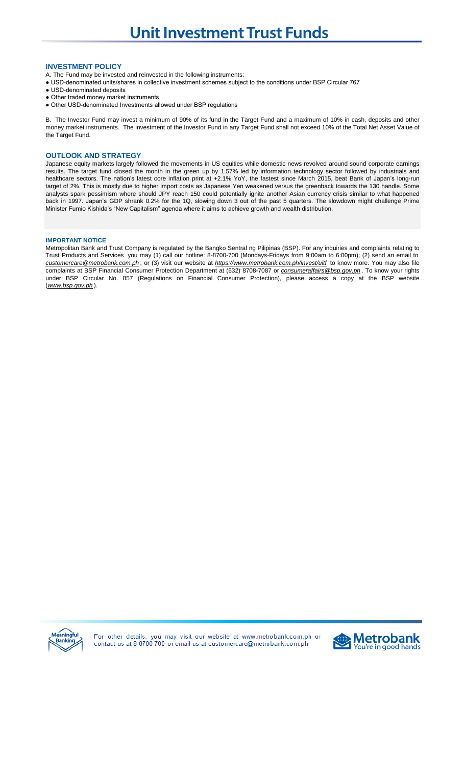# Unit Investment Trust Funds

### INVESTMENT POLICY

A. The Fund may be invested and reinvested in the following instruments:

- USD-denominated units/shares in collective investment schemes subject to the conditions under BSP Circular 767
- USD-denominated deposits
- Other traded money market instruments
- Other USD-denominated Investments allowed under BSP regulations

B. The Investor Fund may invest a minimum of 90% of its fund in the Target Fund and a maximum of 10% in cash, deposits and other money market instruments. The investment of the Investor Fund in any Target Fund shall not exceed 10% of the Total Net Asset Value of the Target Fund.

### OUTLOOK AND STRATEGY

Japanese equity markets largely followed the movements in US equities while domestic news revolved around sound corporate earnings results. The target fund closed the month in the green up by 1.57% led by information technology sector followed by industrials and healthcare sectors. The nation's latest core inflation print at +2.1% YoY, the fastest since March 2015, beat Bank of Japan's long-run target of 2%. This is mostly due to higher import costs as Japanese Yen weakened versus the greenback towards the 130 handle. Some analysts spark pessimism where should JPY reach 150 could potentially ignite another Asian currency crisis similar to what happened back in 1997. Japan's GDP shrank 0.2% for the 1Q, slowing down 3 out of the past 5 quarters. The slowdown might challenge Prime Minister Fumio Kishida's "New Capitalism" agenda where it aims to achieve growth and wealth distribution.

#### IMPORTANT NOTICE

Metropolitan Bank and Trust Company is regulated by the Bangko Sentral ng Pilipinas (BSP). For any inquiries and complaints relating to Trust Products and Services you may (1) call our hotline: 8-8700-700 (Mondays-Fridays from 9:00am to 6:00pm); (2) send an email to *customercare@metrobank.com.ph* ; or (3) visit our website at *https://www.metrobank.com.ph/invest/uitf* to know more. You may also file complaints at BSP Financial Consumer Protection Department at (632) 8708-7087 or *consumeraffairs@bsp.gov.ph* . To know your rights under BSP Circular No. 857 (Regulations on Financial Consumer Protection), please access a copy at the BSP website (*www.bsp.gov.ph* ).

Meaningful Banking

For other details, you may visit our website at www.metrobank.com.ph or contact us at 8-8700-700 or email us at customercare@metrobank.com.ph

Metrobank You're in good hands